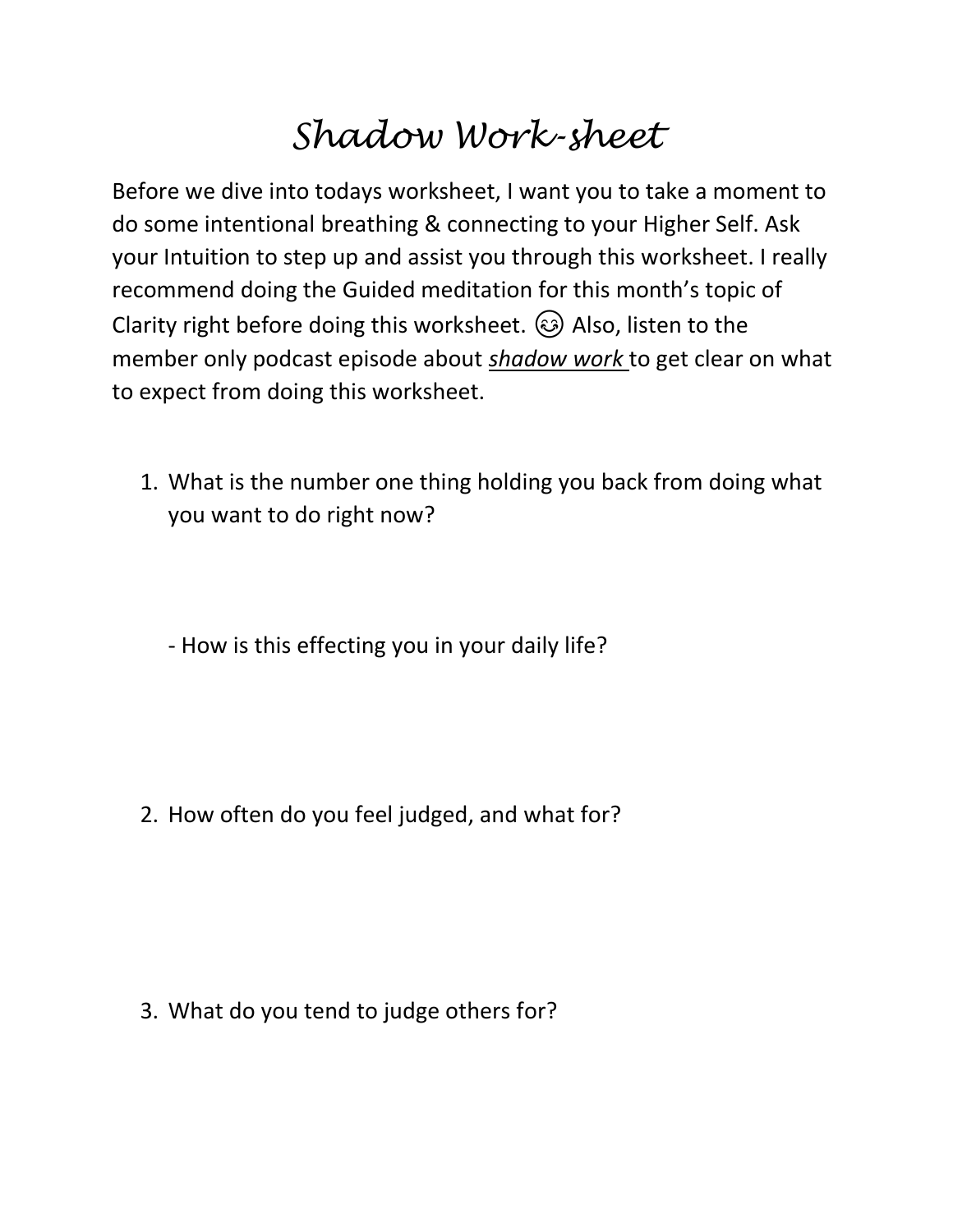# *Shadow Work-sheet*

Before we dive into todays worksheet, I want you to take a moment to do some intentional breathing & connecting to your Higher Self. Ask your Intuition to step up and assist you through this worksheet. I really recommend doing the Guided meditation for this month's topic of Clarity right before doing this worksheet. 😊 Also, listen to the member only podcast episode about ***shadow work*** to get clear on what to expect from doing this worksheet.

1. What is the number one thing holding you back from doing what you want to do right now?

   - How is this effecting you in your daily life?

2. How often do you feel judged, and what for?

3. What do you tend to judge others for?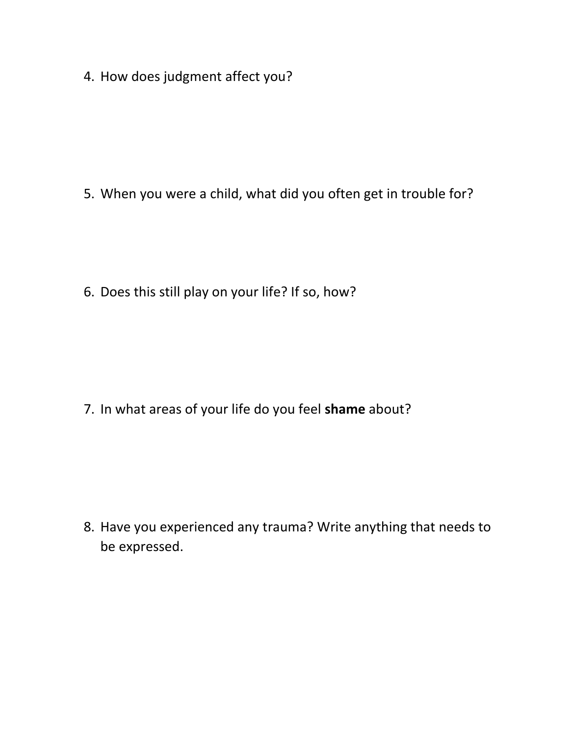4. How does judgment affect you?

5. When you were a child, what did you often get in trouble for?

6. Does this still play on your life? If so, how?

7. In what areas of your life do you feel **shame** about?

8. Have you experienced any trauma? Write anything that needs to be expressed.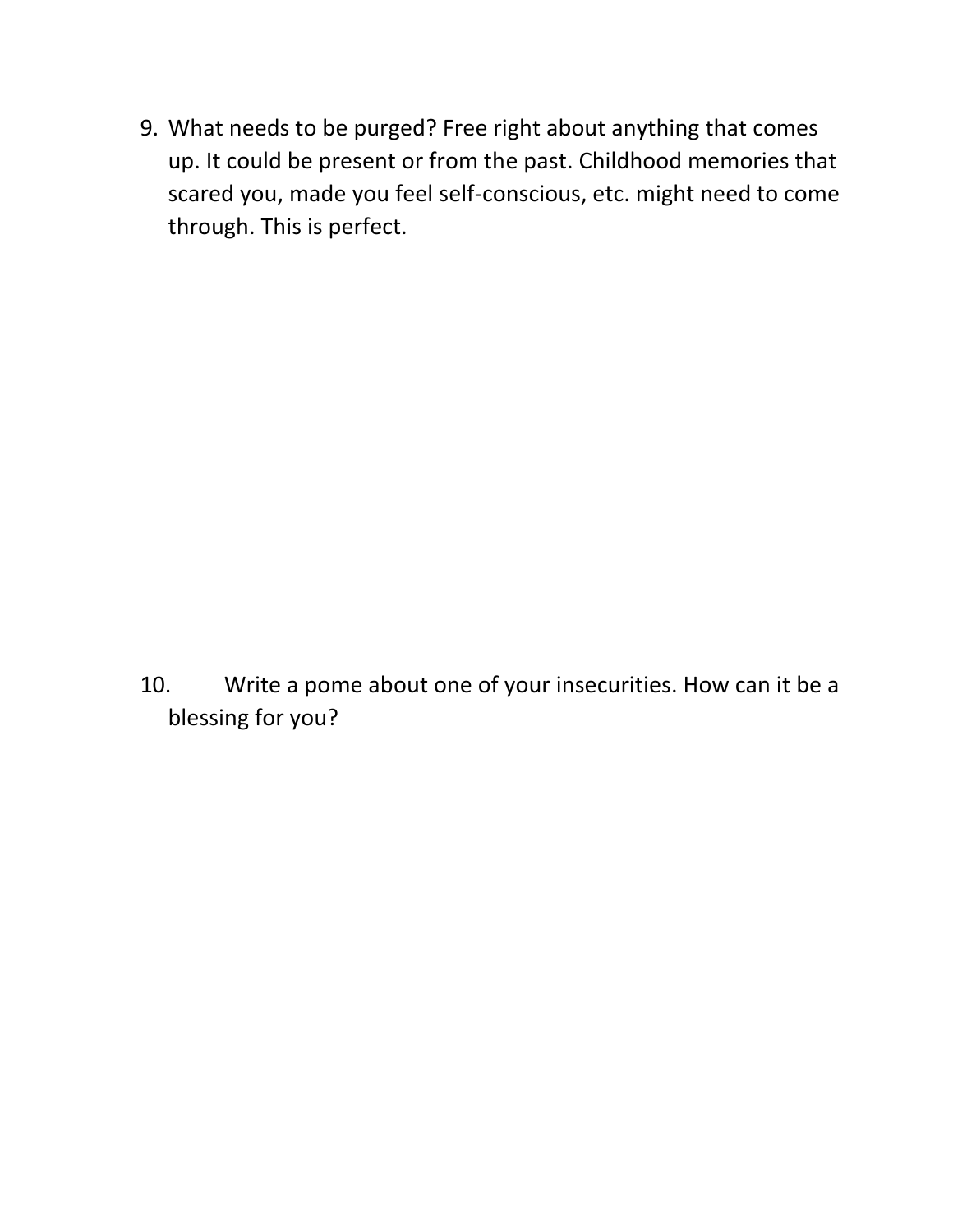9. What needs to be purged? Free right about anything that comes up. It could be present or from the past. Childhood memories that scared you, made you feel self-conscious, etc. might need to come through. This is perfect.

10. Write a pome about one of your insecurities. How can it be a blessing for you?